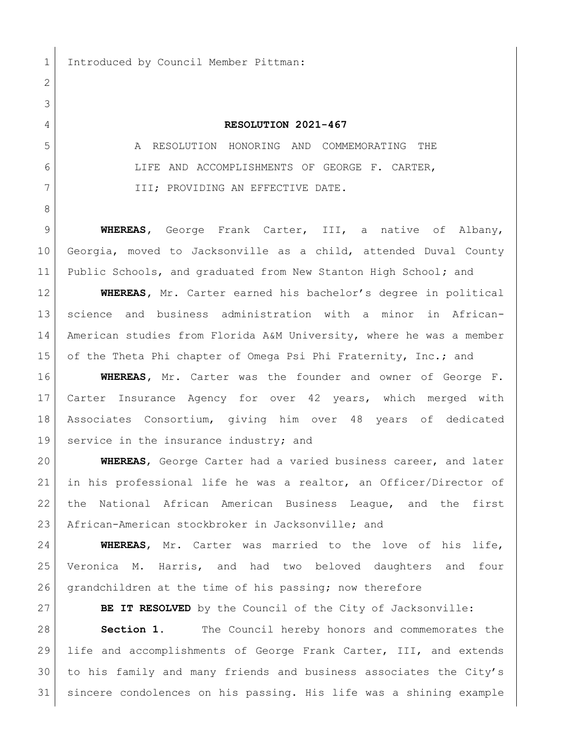Introduced by Council Member Pittman:

# RESOLUTION 2021-467

A RESOLUTION HONORING AND COMMEMORATING THE LIFE AND ACCOMPLISHMENTS OF GEORGE F. CARTER, III; PROVIDING AN EFFECTIVE DATE.

**WHEREAS,** George Frank Carter, III, a native of Albany, Georgia, moved to Jacksonville as a child, attended Duval County Public Schools, and graduated from New Stanton High School; and

**WHEREAS,** Mr. Carter earned his bachelor's degree in political science and business administration with a minor in African-American studies from Florida A&M University, where he was a member of the Theta Phi chapter of Omega Psi Phi Fraternity, Inc.; and

**WHEREAS,** Mr. Carter was the founder and owner of George F. Carter Insurance Agency for over 42 years, which merged with Associates Consortium, giving him over 48 years of dedicated service in the insurance industry; and

**WHEREAS,** George Carter had a varied business career, and later in his professional life he was a realtor, an Officer/Director of the National African American Business League, and the first African-American stockbroker in Jacksonville; and

**WHEREAS,** Mr. Carter was married to the love of his life, Veronica M. Harris, and had two beloved daughters and four grandchildren at the time of his passing; now therefore

**BE IT RESOLVED** by the Council of the City of Jacksonville:

**Section 1.** The Council hereby honors and commemorates the life and accomplishments of George Frank Carter, III, and extends to his family and many friends and business associates the City's sincere condolences on his passing. His life was a shining example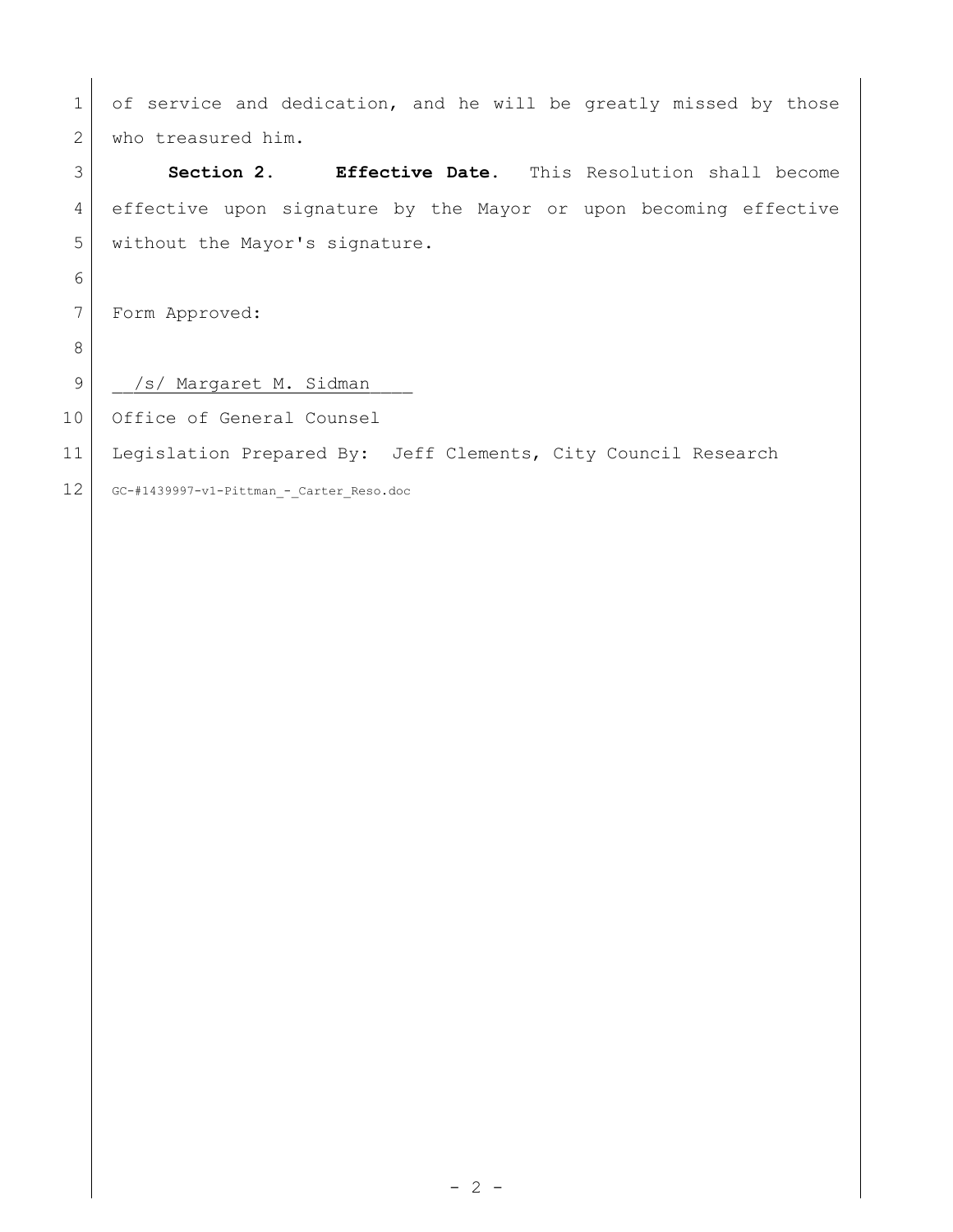of service and dedication, and he will be greatly missed by those who treasured him.

**Section 2. Effective Date.** This Resolution shall become effective upon signature by the Mayor or upon becoming effective without the Mayor's signature.

Form Approved:

__/s/ Margaret M. Sidman____

Office of General Counsel

Legislation Prepared By: Jeff Clements, City Council Research

GC-#1439997-v1-Pittman_-_Carter_Reso.doc